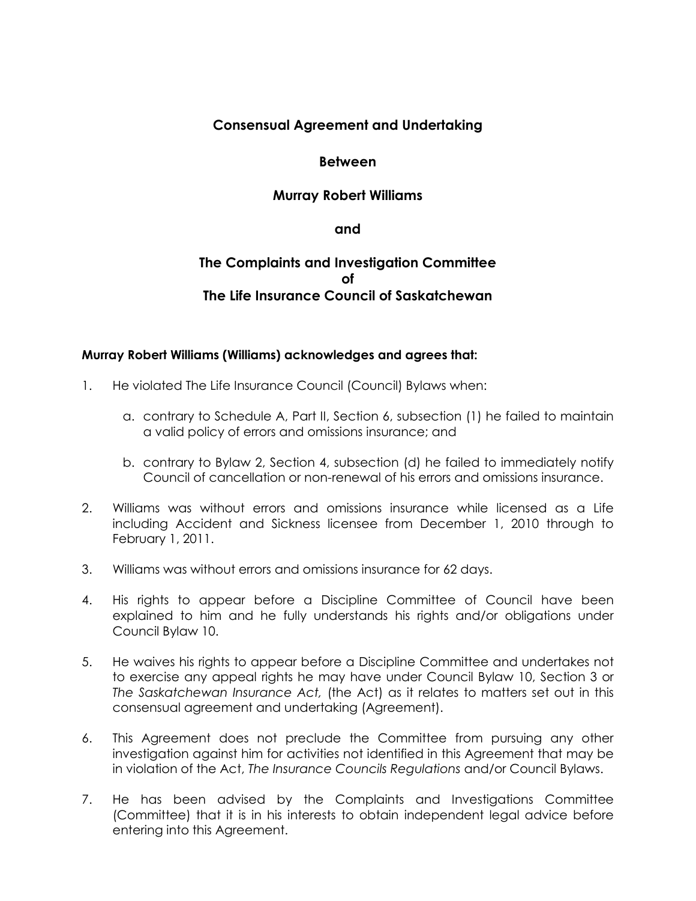# Consensual Agreement and Undertaking

## Between

## Murray Robert Williams

## and

## The Complaints and Investigation Committee of The Life Insurance Council of Saskatchewan

**Murray Robert Williams (Williams) acknowledges and agrees that:**

1. He violated The Life Insurance Council (Council) Bylaws when:

   a. contrary to Schedule A, Part II, Section 6, subsection (1) he failed to maintain a valid policy of errors and omissions insurance; and

   b. contrary to Bylaw 2, Section 4, subsection (d) he failed to immediately notify Council of cancellation or non-renewal of his errors and omissions insurance.

2. Williams was without errors and omissions insurance while licensed as a Life including Accident and Sickness licensee from December 1, 2010 through to February 1, 2011.

3. Williams was without errors and omissions insurance for 62 days.

4. His rights to appear before a Discipline Committee of Council have been explained to him and he fully understands his rights and/or obligations under Council Bylaw 10.

5. He waives his rights to appear before a Discipline Committee and undertakes not to exercise any appeal rights he may have under Council Bylaw 10, Section 3 or *The Saskatchewan Insurance Act,* (the Act) as it relates to matters set out in this consensual agreement and undertaking (Agreement).

6. This Agreement does not preclude the Committee from pursuing any other investigation against him for activities not identified in this Agreement that may be in violation of the Act, *The Insurance Councils Regulations* and/or Council Bylaws.

7. He has been advised by the Complaints and Investigations Committee (Committee) that it is in his interests to obtain independent legal advice before entering into this Agreement.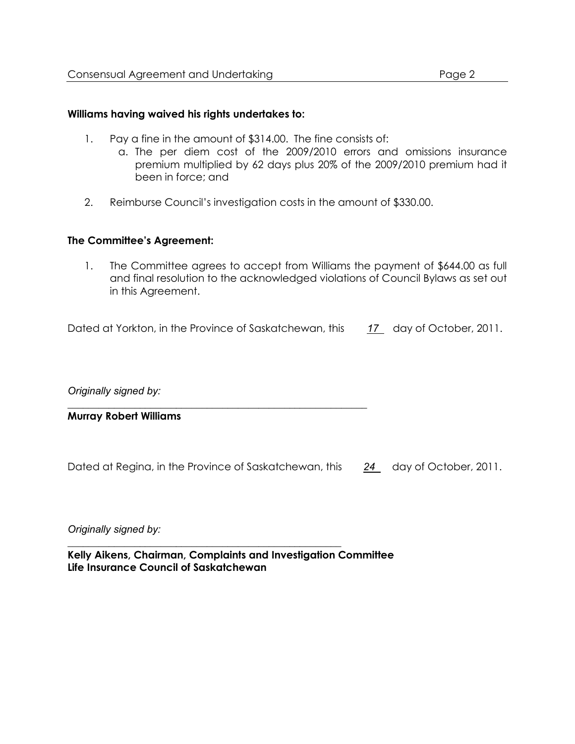**Williams having waived his rights undertakes to:**

1. Pay a fine in the amount of $314.00. The fine consists of:
   a. The per diem cost of the 2009/2010 errors and omissions insurance premium multiplied by 62 days plus 20% of the 2009/2010 premium had it been in force; and

2. Reimburse Council's investigation costs in the amount of $330.00.

**The Committee's Agreement:**

1. The Committee agrees to accept from Williams the payment of $644.00 as full and final resolution to the acknowledged violations of Council Bylaws as set out in this Agreement.

Dated at Yorkton, in the Province of Saskatchewan, this *17* day of October, 2011.

*Originally signed by:*

______________________________________________

**Murray Robert Williams**

Dated at Regina, in the Province of Saskatchewan, this *24* day of October, 2011.

*Originally signed by:*

______________________________________________

**Kelly Aikens, Chairman, Complaints and Investigation Committee**
**Life Insurance Council of Saskatchewan**